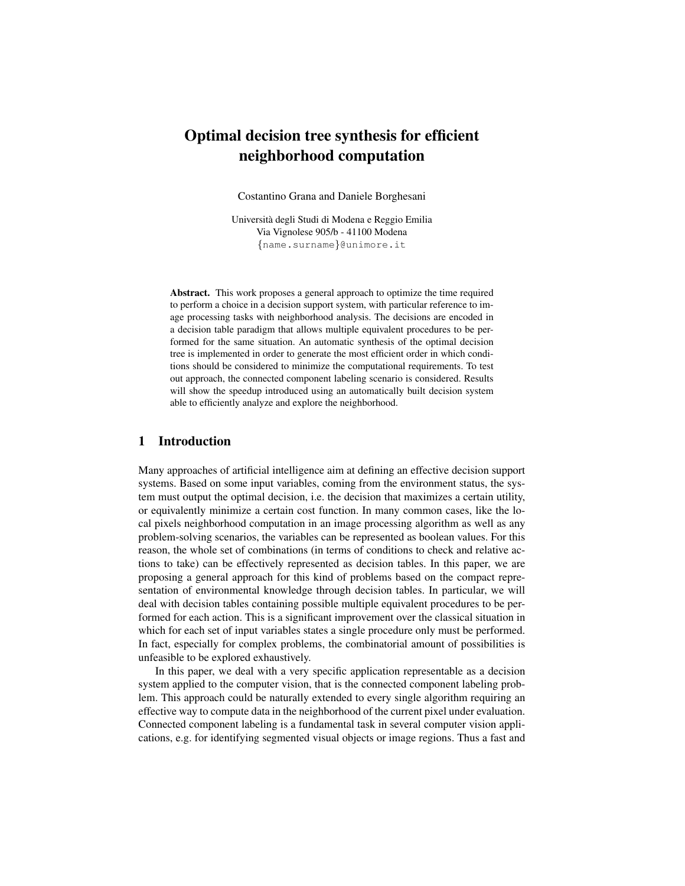# Optimal decision tree synthesis for efficient neighborhood computation

Costantino Grana and Daniele Borghesani

Università degli Studi di Modena e Reggio Emilia
Via Vignolese 905/b - 41100 Modena
{name.surname}@unimore.it

**Abstract.** This work proposes a general approach to optimize the time required to perform a choice in a decision support system, with particular reference to image processing tasks with neighborhood analysis. The decisions are encoded in a decision table paradigm that allows multiple equivalent procedures to be performed for the same situation. An automatic synthesis of the optimal decision tree is implemented in order to generate the most efficient order in which conditions should be considered to minimize the computational requirements. To test out approach, the connected component labeling scenario is considered. Results will show the speedup introduced using an automatically built decision system able to efficiently analyze and explore the neighborhood.

## 1 Introduction

Many approaches of artificial intelligence aim at defining an effective decision support systems. Based on some input variables, coming from the environment status, the system must output the optimal decision, i.e. the decision that maximizes a certain utility, or equivalently minimize a certain cost function. In many common cases, like the local pixels neighborhood computation in an image processing algorithm as well as any problem-solving scenarios, the variables can be represented as boolean values. For this reason, the whole set of combinations (in terms of conditions to check and relative actions to take) can be effectively represented as decision tables. In this paper, we are proposing a general approach for this kind of problems based on the compact representation of environmental knowledge through decision tables. In particular, we will deal with decision tables containing possible multiple equivalent procedures to be performed for each action. This is a significant improvement over the classical situation in which for each set of input variables states a single procedure only must be performed. In fact, especially for complex problems, the combinatorial amount of possibilities is unfeasible to be explored exhaustively.

In this paper, we deal with a very specific application representable as a decision system applied to the computer vision, that is the connected component labeling problem. This approach could be naturally extended to every single algorithm requiring an effective way to compute data in the neighborhood of the current pixel under evaluation. Connected component labeling is a fundamental task in several computer vision applications, e.g. for identifying segmented visual objects or image regions. Thus a fast and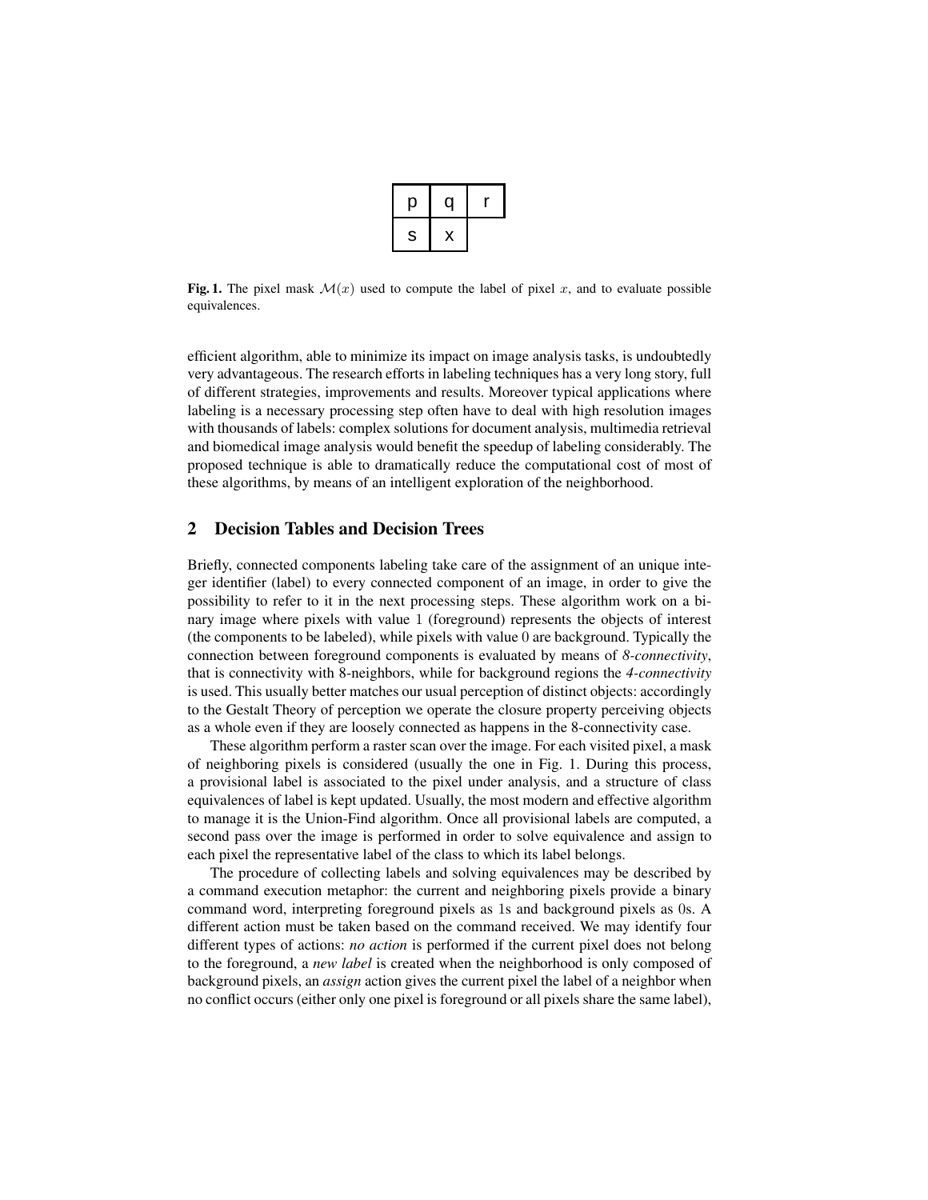| p | q | r |
|---|---|---|
| s | x | |

**Fig. 1.** The pixel mask $\mathcal{M}(x)$ used to compute the label of pixel $x$, and to evaluate possible equivalences.

efficient algorithm, able to minimize its impact on image analysis tasks, is undoubtedly very advantageous. The research efforts in labeling techniques has a very long story, full of different strategies, improvements and results. Moreover typical applications where labeling is a necessary processing step often have to deal with high resolution images with thousands of labels: complex solutions for document analysis, multimedia retrieval and biomedical image analysis would benefit the speedup of labeling considerably. The proposed technique is able to dramatically reduce the computational cost of most of these algorithms, by means of an intelligent exploration of the neighborhood.

## 2 Decision Tables and Decision Trees

Briefly, connected components labeling take care of the assignment of an unique integer identifier (label) to every connected component of an image, in order to give the possibility to refer to it in the next processing steps. These algorithm work on a binary image where pixels with value 1 (foreground) represents the objects of interest (the components to be labeled), while pixels with value 0 are background. Typically the connection between foreground components is evaluated by means of *8-connectivity*, that is connectivity with 8-neighbors, while for background regions the *4-connectivity* is used. This usually better matches our usual perception of distinct objects: accordingly to the Gestalt Theory of perception we operate the closure property perceiving objects as a whole even if they are loosely connected as happens in the 8-connectivity case.

These algorithm perform a raster scan over the image. For each visited pixel, a mask of neighboring pixels is considered (usually the one in Fig. 1. During this process, a provisional label is associated to the pixel under analysis, and a structure of class equivalences of label is kept updated. Usually, the most modern and effective algorithm to manage it is the Union-Find algorithm. Once all provisional labels are computed, a second pass over the image is performed in order to solve equivalence and assign to each pixel the representative label of the class to which its label belongs.

The procedure of collecting labels and solving equivalences may be described by a command execution metaphor: the current and neighboring pixels provide a binary command word, interpreting foreground pixels as 1s and background pixels as 0s. A different action must be taken based on the command received. We may identify four different types of actions: *no action* is performed if the current pixel does not belong to the foreground, a *new label* is created when the neighborhood is only composed of background pixels, an *assign* action gives the current pixel the label of a neighbor when no conflict occurs (either only one pixel is foreground or all pixels share the same label),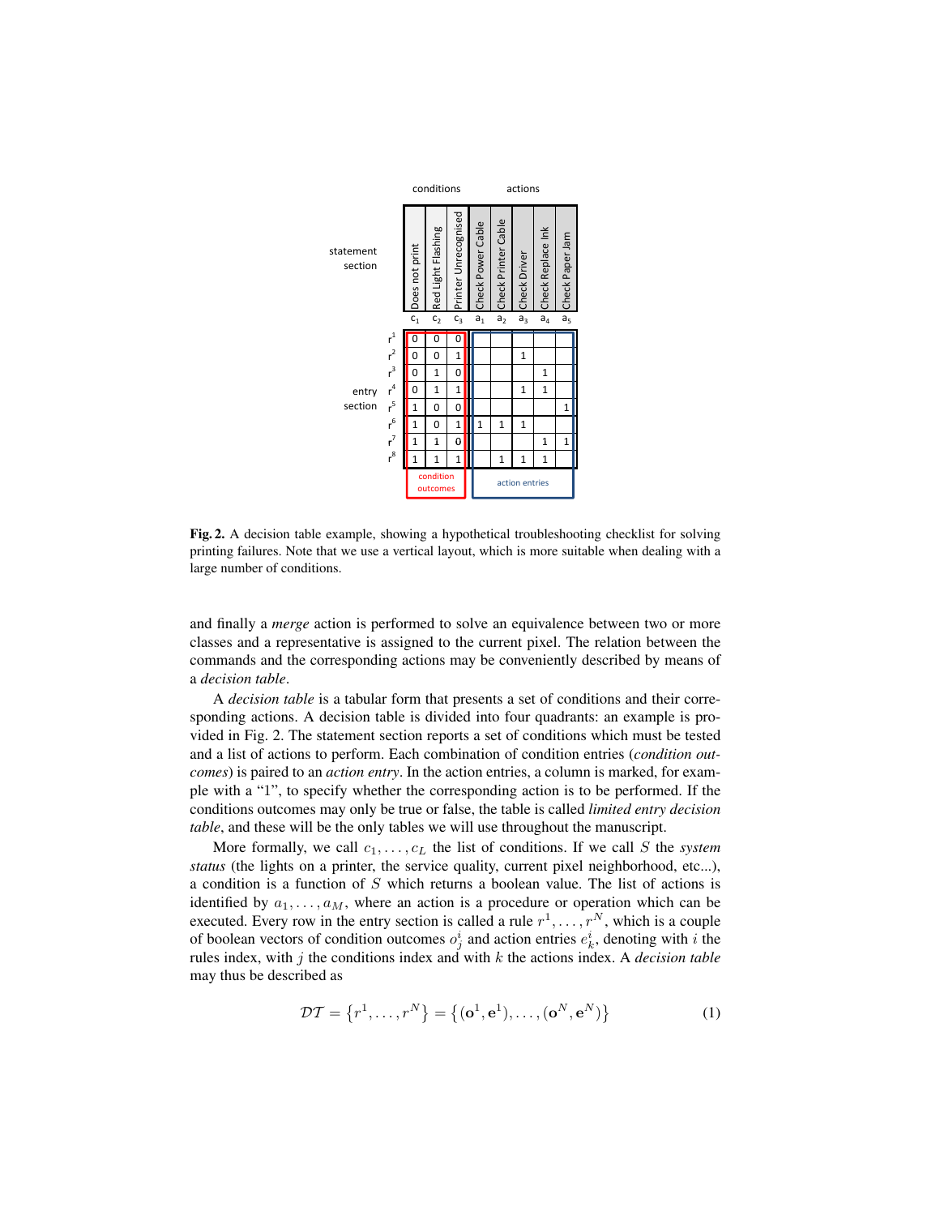| | conditions | | | actions | | | | |
|---|---|---|---|---|---|---|---|---|
| **statement section** | Does not print | Red Light Flashing | Printer Unrecognised | Check Power Cable | Check Printer Cable | Check Driver | Check Replace Ink | Check Paper Jam |
| | $c_1$ | $c_2$ | $c_3$ | $a_1$ | $a_2$ | $a_3$ | $a_4$ | $a_5$ |
| **entry section** $r^1$ | 0 | 0 | 0 | | | | | |
| $r^2$ | 0 | 0 | 1 | | | 1 | | |
| $r^3$ | 0 | 1 | 0 | | | | 1 | |
| $r^4$ | 0 | 1 | 1 | | | 1 | 1 | |
| $r^5$ | 1 | 0 | 0 | | | | | 1 |
| $r^6$ | 1 | 0 | 1 | 1 | 1 | 1 | | |
| $r^7$ | 1 | 1 | 0 | | | | 1 | 1 |
| $r^8$ | 1 | 1 | 1 | | 1 | 1 | 1 | |
| | condition outcomes | | | action entries | | | | |

**Fig. 2.** A decision table example, showing a hypothetical troubleshooting checklist for solving printing failures. Note that we use a vertical layout, which is more suitable when dealing with a large number of conditions.

and finally a *merge* action is performed to solve an equivalence between two or more classes and a representative is assigned to the current pixel. The relation between the commands and the corresponding actions may be conveniently described by means of a *decision table*.

A *decision table* is a tabular form that presents a set of conditions and their corresponding actions. A decision table is divided into four quadrants: an example is provided in Fig. 2. The statement section reports a set of conditions which must be tested and a list of actions to perform. Each combination of condition entries (*condition outcomes*) is paired to an *action entry*. In the action entries, a column is marked, for example with a "1", to specify whether the corresponding action is to be performed. If the conditions outcomes may only be true or false, the table is called *limited entry decision table*, and these will be the only tables we will use throughout the manuscript.

More formally, we call $c_1, \ldots, c_L$ the list of conditions. If we call $S$ the *system status* (the lights on a printer, the service quality, current pixel neighborhood, etc...), a condition is a function of $S$ which returns a boolean value. The list of actions is identified by $a_1, \ldots, a_M$, where an action is a procedure or operation which can be executed. Every row in the entry section is called a rule $r^1, \ldots, r^N$, which is a couple of boolean vectors of condition outcomes $o_j^i$ and action entries $e_k^i$, denoting with $i$ the rules index, with $j$ the conditions index and with $k$ the actions index. A *decision table* may thus be described as

$$\mathcal{DT} = \left\{r^1, \ldots, r^N\right\} = \left\{(\mathbf{o}^1, \mathbf{e}^1), \ldots, (\mathbf{o}^N, \mathbf{e}^N)\right\} \tag{1}$$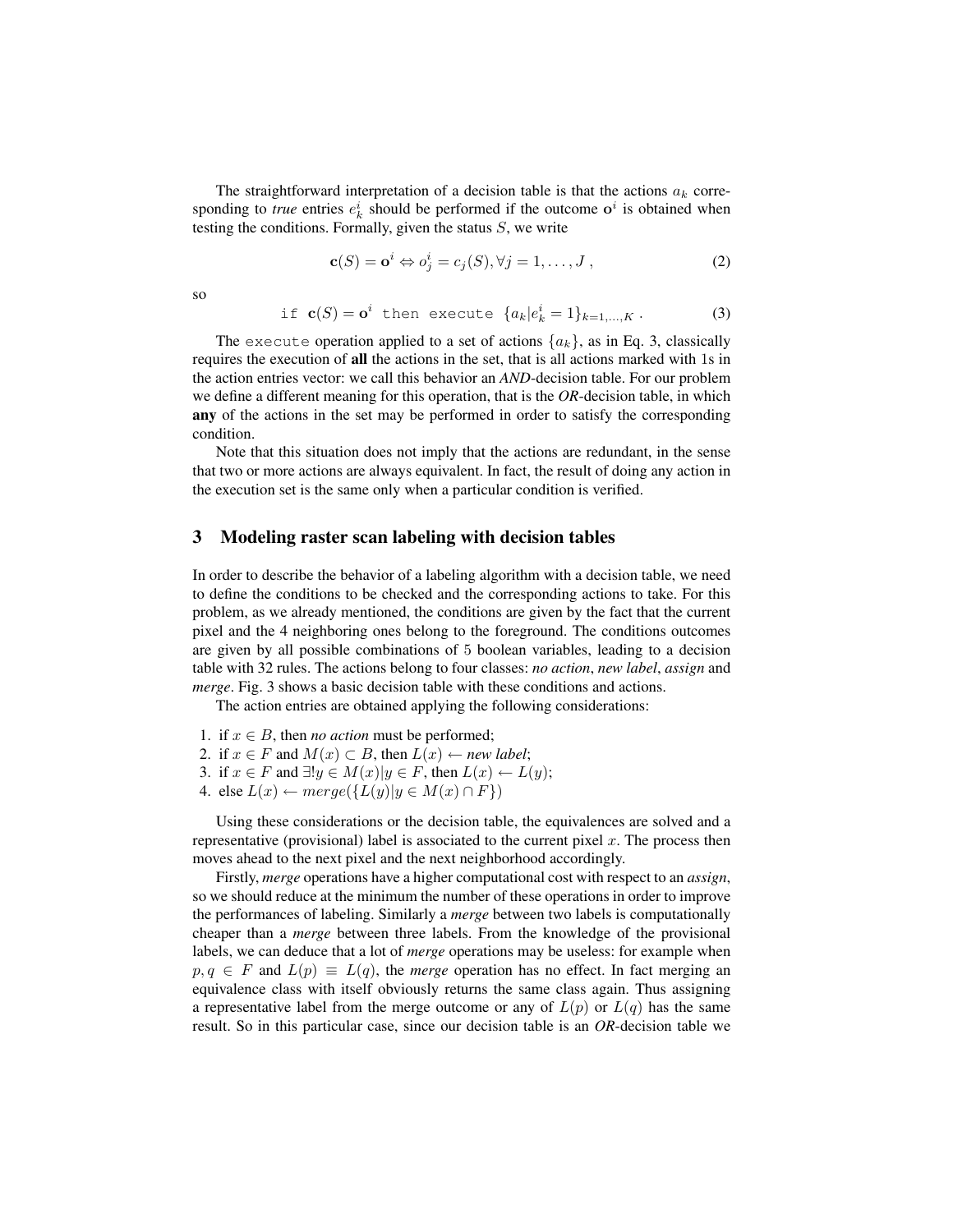The straightforward interpretation of a decision table is that the actions $a_k$ corresponding to *true* entries $e_k^i$ should be performed if the outcome $\mathbf{o}^i$ is obtained when testing the conditions. Formally, given the status $S$, we write

$$\mathbf{c}(S) = \mathbf{o}^i \Leftrightarrow o_j^i = c_j(S), \forall j = 1, \ldots, J \;, \tag{2}$$

so

$$\texttt{if } \mathbf{c}(S) = \mathbf{o}^i \texttt{ then execute } \{a_k | e_k^i = 1\}_{k=1,\ldots,K} \;. \tag{3}$$

The `execute` operation applied to a set of actions $\{a_k\}$, as in Eq. 3, classically requires the execution of **all** the actions in the set, that is all actions marked with 1s in the action entries vector: we call this behavior an ***AND***-decision table. For our problem we define a different meaning for this operation, that is the ***OR***-decision table, in which **any** of the actions in the set may be performed in order to satisfy the corresponding condition.

Note that this situation does not imply that the actions are redundant, in the sense that two or more actions are always equivalent. In fact, the result of doing any action in the execution set is the same only when a particular condition is verified.

## 3 Modeling raster scan labeling with decision tables

In order to describe the behavior of a labeling algorithm with a decision table, we need to define the conditions to be checked and the corresponding actions to take. For this problem, as we already mentioned, the conditions are given by the fact that the current pixel and the 4 neighboring ones belong to the foreground. The conditions outcomes are given by all possible combinations of 5 boolean variables, leading to a decision table with 32 rules. The actions belong to four classes: *no action*, *new label*, *assign* and *merge*. Fig. 3 shows a basic decision table with these conditions and actions.

The action entries are obtained applying the following considerations:

1. if $x \in B$, then *no action* must be performed;
2. if $x \in F$ and $M(x) \subset B$, then $L(x) \leftarrow$ *new label*;
3. if $x \in F$ and $\exists! y \in M(x) | y \in F$, then $L(x) \leftarrow L(y)$;
4. else $L(x) \leftarrow merge(\{L(y) | y \in M(x) \cap F\})$

Using these considerations or the decision table, the equivalences are solved and a representative (provisional) label is associated to the current pixel $x$. The process then moves ahead to the next pixel and the next neighborhood accordingly.

Firstly, *merge* operations have a higher computational cost with respect to an *assign*, so we should reduce at the minimum the number of these operations in order to improve the performances of labeling. Similarly a *merge* between two labels is computationally cheaper than a *merge* between three labels. From the knowledge of the provisional labels, we can deduce that a lot of *merge* operations may be useless: for example when $p, q \in F$ and $L(p) \equiv L(q)$, the *merge* operation has no effect. In fact merging an equivalence class with itself obviously returns the same class again. Thus assigning a representative label from the merge outcome or any of $L(p)$ or $L(q)$ has the same result. So in this particular case, since our decision table is an ***OR***-decision table we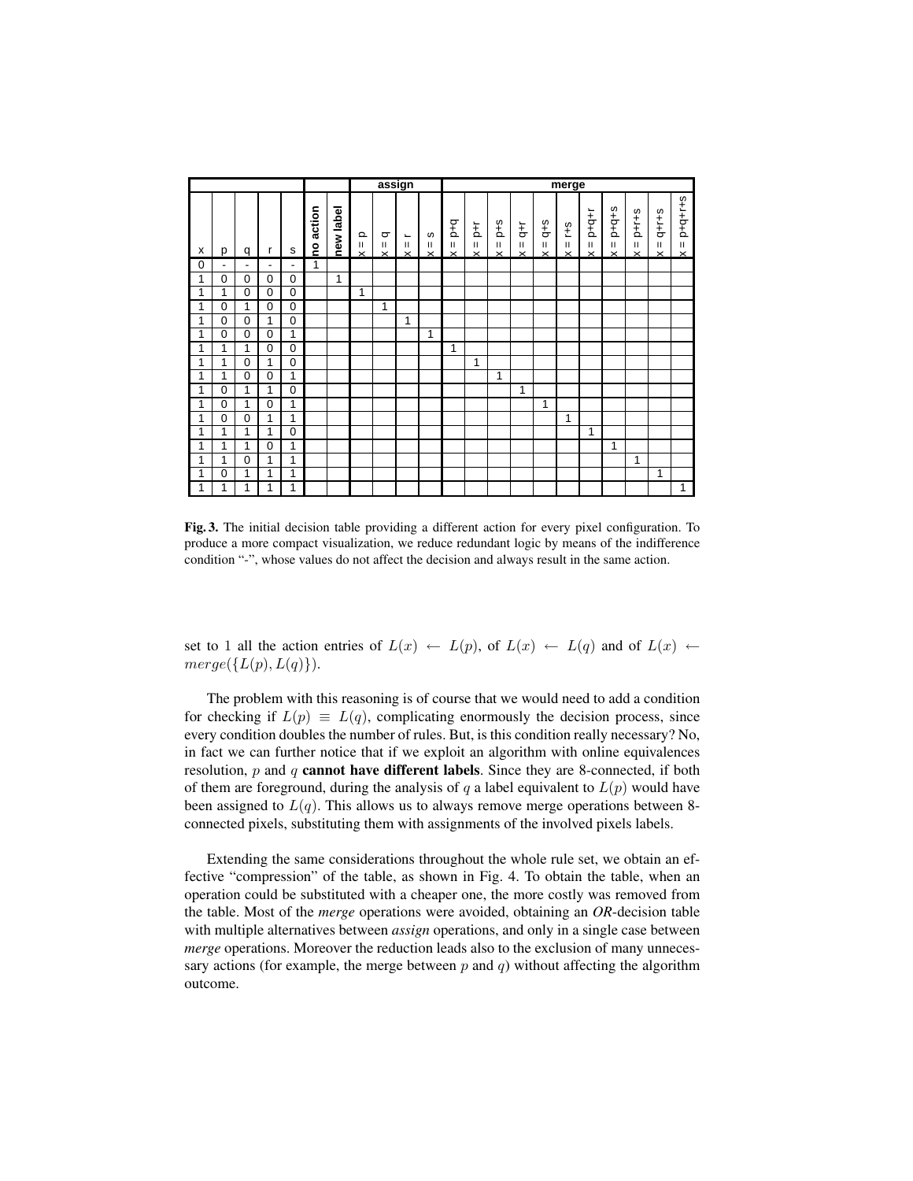|  |  |  |  |  |  |  | assign |  |  |  | merge |  |  |  |  |  |  |  |  |  |  |
|---|---|---|---|---|---|---|---|---|---|---|---|---|---|---|---|---|---|---|---|---|---|
| x | p | q | r | s | no action | new label | x = p | x = q | x = r | x = s | x = p+q | x = p+r | x = p+s | x = q+r | x = q+s | x = r+s | x = p+q+r | x = p+q+s | x = p+r+s | x = q+r+s | x = p+q+r+s |
| 0 | - | - | - | - | 1 |  |  |  |  |  |  |  |  |  |  |  |  |  |  |  |  |
| 1 | 0 | 0 | 0 | 0 |  | 1 |  |  |  |  |  |  |  |  |  |  |  |  |  |  |  |
| 1 | 1 | 0 | 0 | 0 |  |  | 1 |  |  |  |  |  |  |  |  |  |  |  |  |  |  |
| 1 | 0 | 1 | 0 | 0 |  |  |  | 1 |  |  |  |  |  |  |  |  |  |  |  |  |  |
| 1 | 0 | 0 | 1 | 0 |  |  |  |  | 1 |  |  |  |  |  |  |  |  |  |  |  |  |
| 1 | 0 | 0 | 0 | 1 |  |  |  |  |  | 1 |  |  |  |  |  |  |  |  |  |  |  |
| 1 | 1 | 1 | 0 | 0 |  |  |  |  |  |  | 1 |  |  |  |  |  |  |  |  |  |  |
| 1 | 1 | 0 | 1 | 0 |  |  |  |  |  |  |  | 1 |  |  |  |  |  |  |  |  |  |
| 1 | 1 | 0 | 0 | 1 |  |  |  |  |  |  |  |  | 1 |  |  |  |  |  |  |  |  |
| 1 | 0 | 1 | 1 | 0 |  |  |  |  |  |  |  |  |  | 1 |  |  |  |  |  |  |  |
| 1 | 0 | 1 | 0 | 1 |  |  |  |  |  |  |  |  |  |  | 1 |  |  |  |  |  |  |
| 1 | 0 | 0 | 1 | 1 |  |  |  |  |  |  |  |  |  |  |  | 1 |  |  |  |  |  |
| 1 | 1 | 1 | 1 | 0 |  |  |  |  |  |  |  |  |  |  |  |  | 1 |  |  |  |  |
| 1 | 1 | 1 | 0 | 1 |  |  |  |  |  |  |  |  |  |  |  |  |  | 1 |  |  |  |
| 1 | 1 | 0 | 1 | 1 |  |  |  |  |  |  |  |  |  |  |  |  |  |  | 1 |  |  |
| 1 | 0 | 1 | 1 | 1 |  |  |  |  |  |  |  |  |  |  |  |  |  |  |  | 1 |  |
| 1 | 1 | 1 | 1 | 1 |  |  |  |  |  |  |  |  |  |  |  |  |  |  |  |  | 1 |

**Fig. 3.** The initial decision table providing a different action for every pixel configuration. To produce a more compact visualization, we reduce redundant logic by means of the indifference condition "-", whose values do not affect the decision and always result in the same action.

set to 1 all the action entries of $L(x) \leftarrow L(p)$, of $L(x) \leftarrow L(q)$ and of $L(x) \leftarrow merge(\{L(p), L(q)\})$.

The problem with this reasoning is of course that we would need to add a condition for checking if $L(p) \equiv L(q)$, complicating enormously the decision process, since every condition doubles the number of rules. But, is this condition really necessary? No, in fact we can further notice that if we exploit an algorithm with online equivalences resolution, $p$ and $q$ **cannot have different labels**. Since they are 8-connected, if both of them are foreground, during the analysis of $q$ a label equivalent to $L(p)$ would have been assigned to $L(q)$. This allows us to always remove merge operations between 8-connected pixels, substituting them with assignments of the involved pixels labels.

Extending the same considerations throughout the whole rule set, we obtain an effective "compression" of the table, as shown in Fig. 4. To obtain the table, when an operation could be substituted with a cheaper one, the more costly was removed from the table. Most of the *merge* operations were avoided, obtaining an *OR*-decision table with multiple alternatives between *assign* operations, and only in a single case between *merge* operations. Moreover the reduction leads also to the exclusion of many unnecessary actions (for example, the merge between $p$ and $q$) without affecting the algorithm outcome.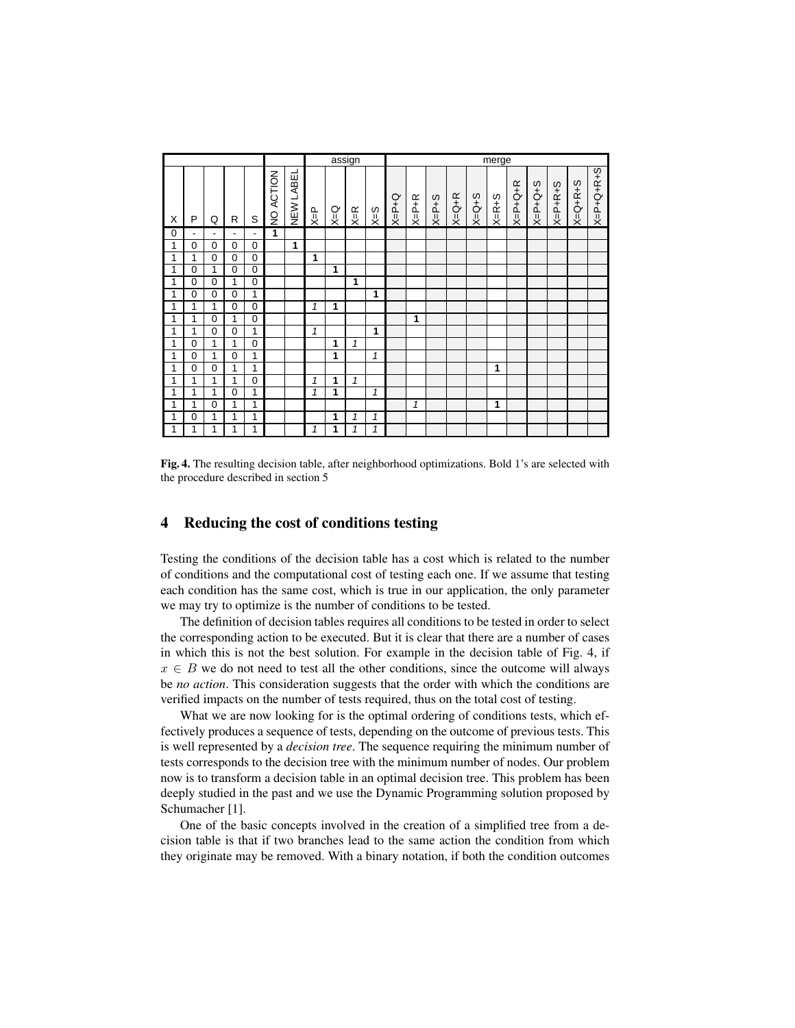| | | | | | | | assign | | | | merge | | | | | | | | | | |
|---|---|---|---|---|---|---|---|---|---|---|---|---|---|---|---|---|---|---|---|---|---|
| X | P | Q | R | S | NO ACTION | NEW LABEL | X=P | X=Q | X=R | X=S | X=P+Q | X=P+R | X=P+S | X=Q+R | X=Q+S | X=R+S | X=P+Q+R | X=P+Q+S | X=P+R+S | X=Q+R+S | X=P+Q+R+S |
| 0 | - | - | - | - | **1** | | | | | | | | | | | | | | | | |
| 1 | 0 | 0 | 0 | 0 | | **1** | | | | | | | | | | | | | | | |
| 1 | 1 | 0 | 0 | 0 | | | **1** | | | | | | | | | | | | | | |
| 1 | 0 | 1 | 0 | 0 | | | | **1** | | | | | | | | | | | | | |
| 1 | 0 | 0 | 1 | 0 | | | | | **1** | | | | | | | | | | | | |
| 1 | 0 | 0 | 0 | 1 | | | | | | **1** | | | | | | | | | | | |
| 1 | 1 | 1 | 0 | 0 | | | *1* | **1** | | | | | | | | | | | | | |
| 1 | 1 | 0 | 1 | 0 | | | | | | | | **1** | | | | | | | | | |
| 1 | 1 | 0 | 0 | 1 | | | *1* | | | **1** | | | | | | | | | | | |
| 1 | 0 | 1 | 1 | 0 | | | | **1** | *1* | | | | | | | | | | | | |
| 1 | 0 | 1 | 0 | 1 | | | | **1** | | *1* | | | | | | | | | | | |
| 1 | 0 | 0 | 1 | 1 | | | | | | | | | | | | **1** | | | | | |
| 1 | 1 | 1 | 1 | 0 | | | *1* | **1** | *1* | | | | | | | | | | | | |
| 1 | 1 | 1 | 0 | 1 | | | *1* | **1** | | *1* | | | | | | | | | | | |
| 1 | 1 | 0 | 1 | 1 | | | | | | | | *1* | | | | **1** | | | | | |
| 1 | 0 | 1 | 1 | 1 | | | | **1** | *1* | *1* | | | | | | | | | | | |
| 1 | 1 | 1 | 1 | 1 | | | *1* | **1** | *1* | *1* | | | | | | | | | | | |

**Fig. 4.** The resulting decision table, after neighborhood optimizations. Bold 1's are selected with the procedure described in section 5

## 4 Reducing the cost of conditions testing

Testing the conditions of the decision table has a cost which is related to the number of conditions and the computational cost of testing each one. If we assume that testing each condition has the same cost, which is true in our application, the only parameter we may try to optimize is the number of conditions to be tested.

The definition of decision tables requires all conditions to be tested in order to select the corresponding action to be executed. But it is clear that there are a number of cases in which this is not the best solution. For example in the decision table of Fig. 4, if $x \in B$ we do not need to test all the other conditions, since the outcome will always be *no action*. This consideration suggests that the order with which the conditions are verified impacts on the number of tests required, thus on the total cost of testing.

What we are now looking for is the optimal ordering of conditions tests, which effectively produces a sequence of tests, depending on the outcome of previous tests. This is well represented by a *decision tree*. The sequence requiring the minimum number of tests corresponds to the decision tree with the minimum number of nodes. Our problem now is to transform a decision table in an optimal decision tree. This problem has been deeply studied in the past and we use the Dynamic Programming solution proposed by Schumacher [1].

One of the basic concepts involved in the creation of a simplified tree from a decision table is that if two branches lead to the same action the condition from which they originate may be removed. With a binary notation, if both the condition outcomes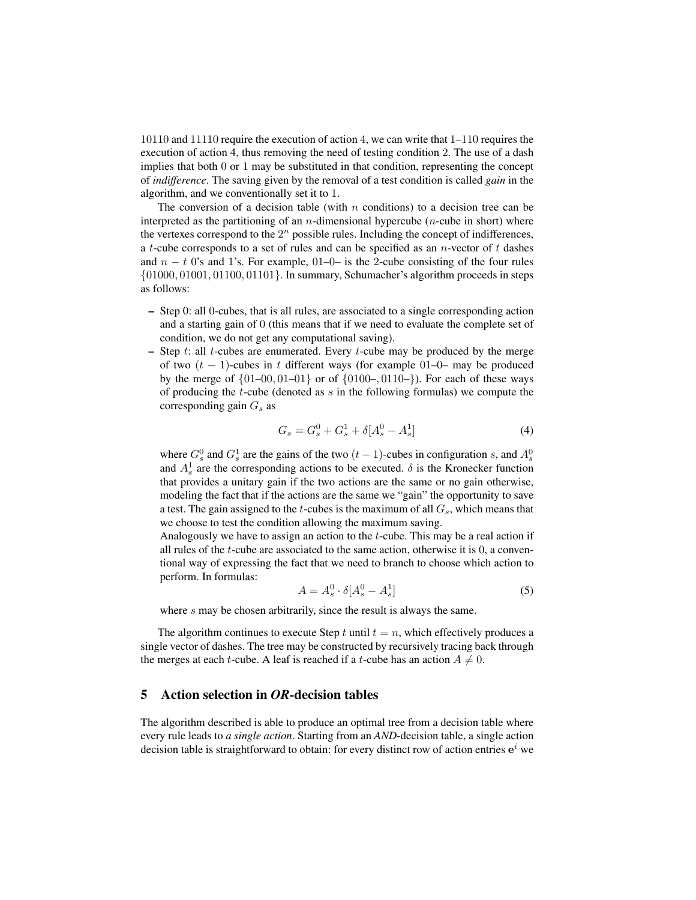10110 and 11110 require the execution of action 4, we can write that 1–110 requires the execution of action 4, thus removing the need of testing condition 2. The use of a dash implies that both 0 or 1 may be substituted in that condition, representing the concept of *indifference*. The saving given by the removal of a test condition is called *gain* in the algorithm, and we conventionally set it to 1.

The conversion of a decision table (with $n$ conditions) to a decision tree can be interpreted as the partitioning of an $n$-dimensional hypercube ($n$-cube in short) where the vertexes correspond to the $2^n$ possible rules. Including the concept of indifferences, a $t$-cube corresponds to a set of rules and can be specified as an $n$-vector of $t$ dashes and $n - t$ 0's and 1's. For example, 01–0– is the 2-cube consisting of the four rules $\{01000, 01001, 01100, 01101\}$. In summary, Schumacher's algorithm proceeds in steps as follows:

- Step 0: all 0-cubes, that is all rules, are associated to a single corresponding action and a starting gain of 0 (this means that if we need to evaluate the complete set of condition, we do not get any computational saving).
- Step $t$: all $t$-cubes are enumerated. Every $t$-cube may be produced by the merge of two $(t - 1)$-cubes in $t$ different ways (for example 01–0– may be produced by the merge of $\{01\text{–}00, 01\text{–}01\}$ or of $\{0100\text{–}, 0110\text{–}\}$). For each of these ways of producing the $t$-cube (denoted as $s$ in the following formulas) we compute the corresponding gain $G_s$ as

$$G_s = G_s^0 + G_s^1 + \delta[A_s^0 - A_s^1] \tag{4}$$

  where $G_s^0$ and $G_s^1$ are the gains of the two $(t-1)$-cubes in configuration $s$, and $A_s^0$ and $A_s^1$ are the corresponding actions to be executed. $\delta$ is the Kronecker function that provides a unitary gain if the two actions are the same or no gain otherwise, modeling the fact that if the actions are the same we "gain" the opportunity to save a test. The gain assigned to the $t$-cubes is the maximum of all $G_s$, which means that we choose to test the condition allowing the maximum saving.
  Analogously we have to assign an action to the $t$-cube. This may be a real action if all rules of the $t$-cube are associated to the same action, otherwise it is 0, a conventional way of expressing the fact that we need to branch to choose which action to perform. In formulas:

$$A = A_s^0 \cdot \delta[A_s^0 - A_s^1] \tag{5}$$

  where $s$ may be chosen arbitrarily, since the result is always the same.

The algorithm continues to execute Step $t$ until $t = n$, which effectively produces a single vector of dashes. The tree may be constructed by recursively tracing back through the merges at each $t$-cube. A leaf is reached if a $t$-cube has an action $A \neq 0$.

## 5 Action selection in *OR*-decision tables

The algorithm described is able to produce an optimal tree from a decision table where every rule leads to *a single action*. Starting from an *AND*-decision table, a single action decision table is straightforward to obtain: for every distinct row of action entries $\mathbf{e}^i$ we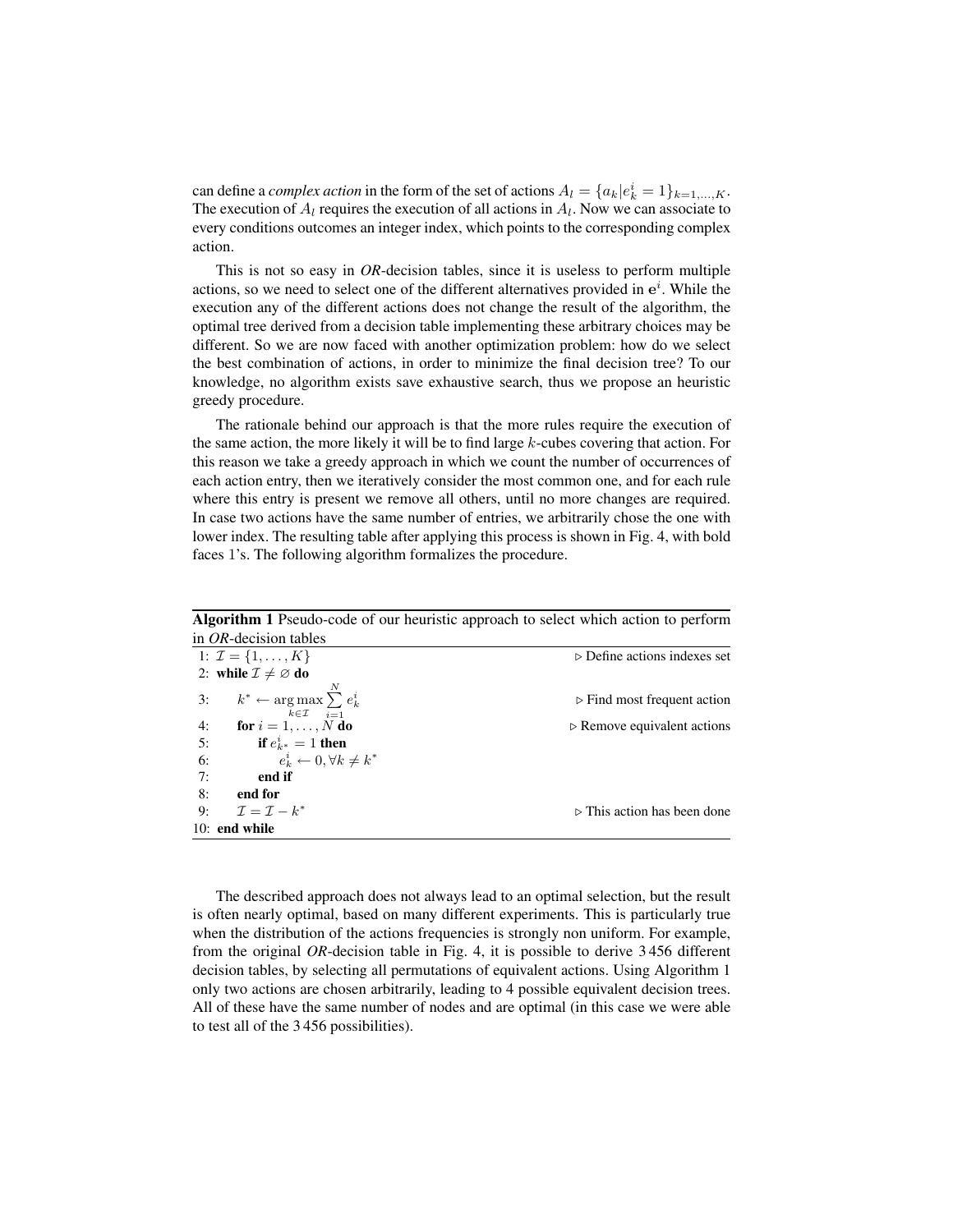can define a *complex action* in the form of the set of actions $A_l = \{a_k | e^i_k = 1\}_{k=1,\dots,K}$. The execution of $A_l$ requires the execution of all actions in $A_l$. Now we can associate to every conditions outcomes an integer index, which points to the corresponding complex action.

This is not so easy in *OR*-decision tables, since it is useless to perform multiple actions, so we need to select one of the different alternatives provided in $\mathbf{e}^i$. While the execution any of the different actions does not change the result of the algorithm, the optimal tree derived from a decision table implementing these arbitrary choices may be different. So we are now faced with another optimization problem: how do we select the best combination of actions, in order to minimize the final decision tree? To our knowledge, no algorithm exists save exhaustive search, thus we propose an heuristic greedy procedure.

The rationale behind our approach is that the more rules require the execution of the same action, the more likely it will be to find large $k$-cubes covering that action. For this reason we take a greedy approach in which we count the number of occurrences of each action entry, then we iteratively consider the most common one, and for each rule where this entry is present we remove all others, until no more changes are required. In case two actions have the same number of entries, we arbitrarily chose the one with lower index. The resulting table after applying this process is shown in Fig. 4, with bold faces 1's. The following algorithm formalizes the procedure.

**Algorithm 1** Pseudo-code of our heuristic approach to select which action to perform in *OR*-decision tables

```
1: I = {1, ..., K}                              ▷ Define actions indexes set
2: while I ≠ ∅ do
3:     k* ← argmax_{k∈I} Σ_{i=1}^{N} e^i_k       ▷ Find most frequent action
4:     for i = 1, ..., N do                      ▷ Remove equivalent actions
5:         if e^i_{k*} = 1 then
6:             e^i_k ← 0, ∀k ≠ k*
7:         end if
8:     end for
9:     I = I − k*                                ▷ This action has been done
10: end while
```

The described approach does not always lead to an optimal selection, but the result is often nearly optimal, based on many different experiments. This is particularly true when the distribution of the actions frequencies is strongly non uniform. For example, from the original *OR*-decision table in Fig. 4, it is possible to derive 3 456 different decision tables, by selecting all permutations of equivalent actions. Using Algorithm 1 only two actions are chosen arbitrarily, leading to 4 possible equivalent decision trees. All of these have the same number of nodes and are optimal (in this case we were able to test all of the 3 456 possibilities).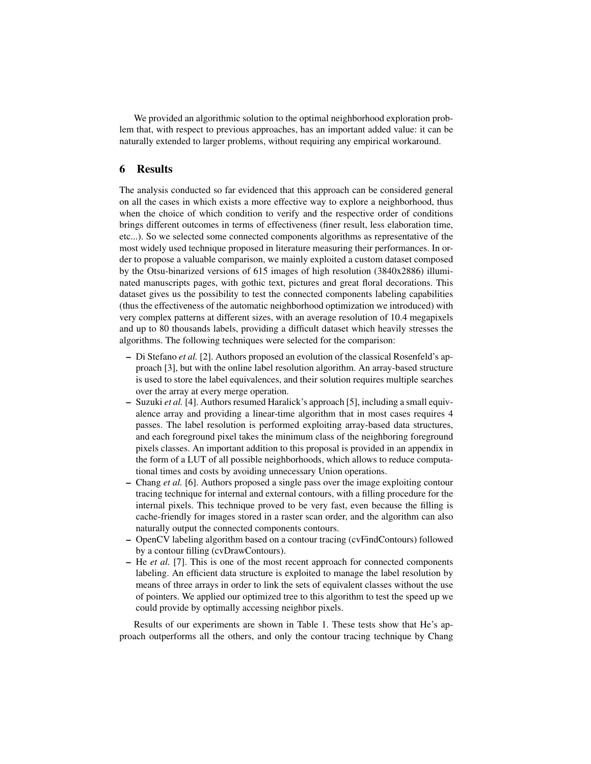We provided an algorithmic solution to the optimal neighborhood exploration problem that, with respect to previous approaches, has an important added value: it can be naturally extended to larger problems, without requiring any empirical workaround.

## 6 Results

The analysis conducted so far evidenced that this approach can be considered general on all the cases in which exists a more effective way to explore a neighborhood, thus when the choice of which condition to verify and the respective order of conditions brings different outcomes in terms of effectiveness (finer result, less elaboration time, etc...). So we selected some connected components algorithms as representative of the most widely used technique proposed in literature measuring their performances. In order to propose a valuable comparison, we mainly exploited a custom dataset composed by the Otsu-binarized versions of 615 images of high resolution (3840x2886) illuminated manuscripts pages, with gothic text, pictures and great floral decorations. This dataset gives us the possibility to test the connected components labeling capabilities (thus the effectiveness of the automatic neighborhood optimization we introduced) with very complex patterns at different sizes, with an average resolution of 10.4 megapixels and up to 80 thousands labels, providing a difficult dataset which heavily stresses the algorithms. The following techniques were selected for the comparison:

- Di Stefano *et al.* [2]. Authors proposed an evolution of the classical Rosenfeld's approach [3], but with the online label resolution algorithm. An array-based structure is used to store the label equivalences, and their solution requires multiple searches over the array at every merge operation.
- Suzuki *et al.* [4]. Authors resumed Haralick's approach [5], including a small equivalence array and providing a linear-time algorithm that in most cases requires 4 passes. The label resolution is performed exploiting array-based data structures, and each foreground pixel takes the minimum class of the neighboring foreground pixels classes. An important addition to this proposal is provided in an appendix in the form of a LUT of all possible neighborhoods, which allows to reduce computational times and costs by avoiding unnecessary Union operations.
- Chang *et al.* [6]. Authors proposed a single pass over the image exploiting contour tracing technique for internal and external contours, with a filling procedure for the internal pixels. This technique proved to be very fast, even because the filling is cache-friendly for images stored in a raster scan order, and the algorithm can also naturally output the connected components contours.
- OpenCV labeling algorithm based on a contour tracing (cvFindContours) followed by a contour filling (cvDrawContours).
- He *et al.* [7]. This is one of the most recent approach for connected components labeling. An efficient data structure is exploited to manage the label resolution by means of three arrays in order to link the sets of equivalent classes without the use of pointers. We applied our optimized tree to this algorithm to test the speed up we could provide by optimally accessing neighbor pixels.

Results of our experiments are shown in Table 1. These tests show that He's approach outperforms all the others, and only the contour tracing technique by Chang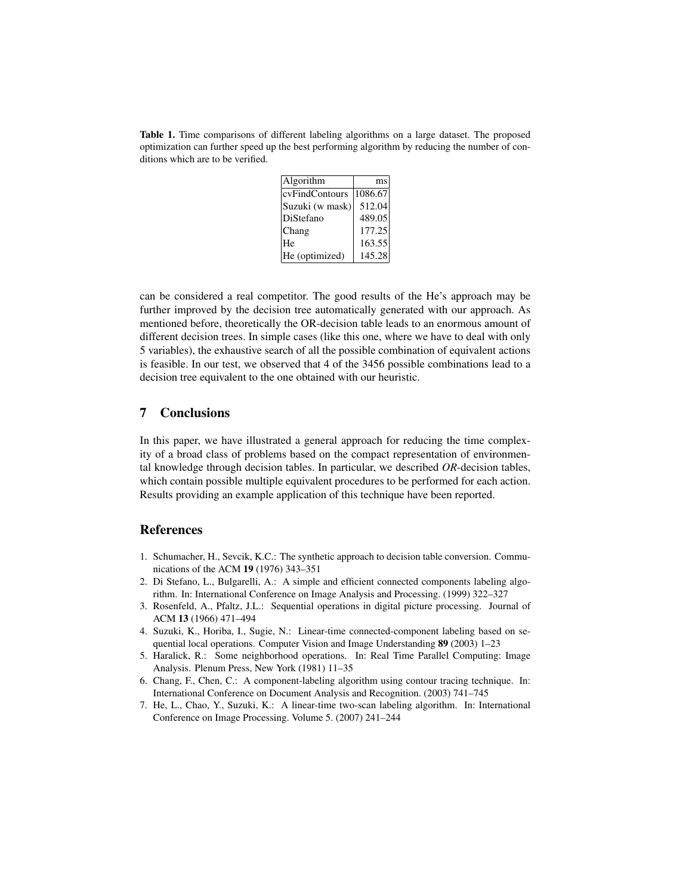**Table 1.** Time comparisons of different labeling algorithms on a large dataset. The proposed optimization can further speed up the best performing algorithm by reducing the number of conditions which are to be verified.

| Algorithm | ms |
|---|---|
| cvFindContours | 1086.67 |
| Suzuki (w mask) | 512.04 |
| DiStefano | 489.05 |
| Chang | 177.25 |
| He | 163.55 |
| He (optimized) | 145.28 |

can be considered a real competitor. The good results of the He's approach may be further improved by the decision tree automatically generated with our approach. As mentioned before, theoretically the OR-decision table leads to an enormous amount of different decision trees. In simple cases (like this one, where we have to deal with only 5 variables), the exhaustive search of all the possible combination of equivalent actions is feasible. In our test, we observed that 4 of the 3456 possible combinations lead to a decision tree equivalent to the one obtained with our heuristic.

## 7 Conclusions

In this paper, we have illustrated a general approach for reducing the time complexity of a broad class of problems based on the compact representation of environmental knowledge through decision tables. In particular, we described *OR*-decision tables, which contain possible multiple equivalent procedures to be performed for each action. Results providing an example application of this technique have been reported.

## References

1. Schumacher, H., Sevcik, K.C.: The synthetic approach to decision table conversion. Communications of the ACM **19** (1976) 343–351
2. Di Stefano, L., Bulgarelli, A.: A simple and efficient connected components labeling algorithm. In: International Conference on Image Analysis and Processing. (1999) 322–327
3. Rosenfeld, A., Pfaltz, J.L.: Sequential operations in digital picture processing. Journal of ACM **13** (1966) 471–494
4. Suzuki, K., Horiba, I., Sugie, N.: Linear-time connected-component labeling based on sequential local operations. Computer Vision and Image Understanding **89** (2003) 1–23
5. Haralick, R.: Some neighborhood operations. In: Real Time Parallel Computing: Image Analysis. Plenum Press, New York (1981) 11–35
6. Chang, F., Chen, C.: A component-labeling algorithm using contour tracing technique. In: International Conference on Document Analysis and Recognition. (2003) 741–745
7. He, L., Chao, Y., Suzuki, K.: A linear-time two-scan labeling algorithm. In: International Conference on Image Processing. Volume 5. (2007) 241–244